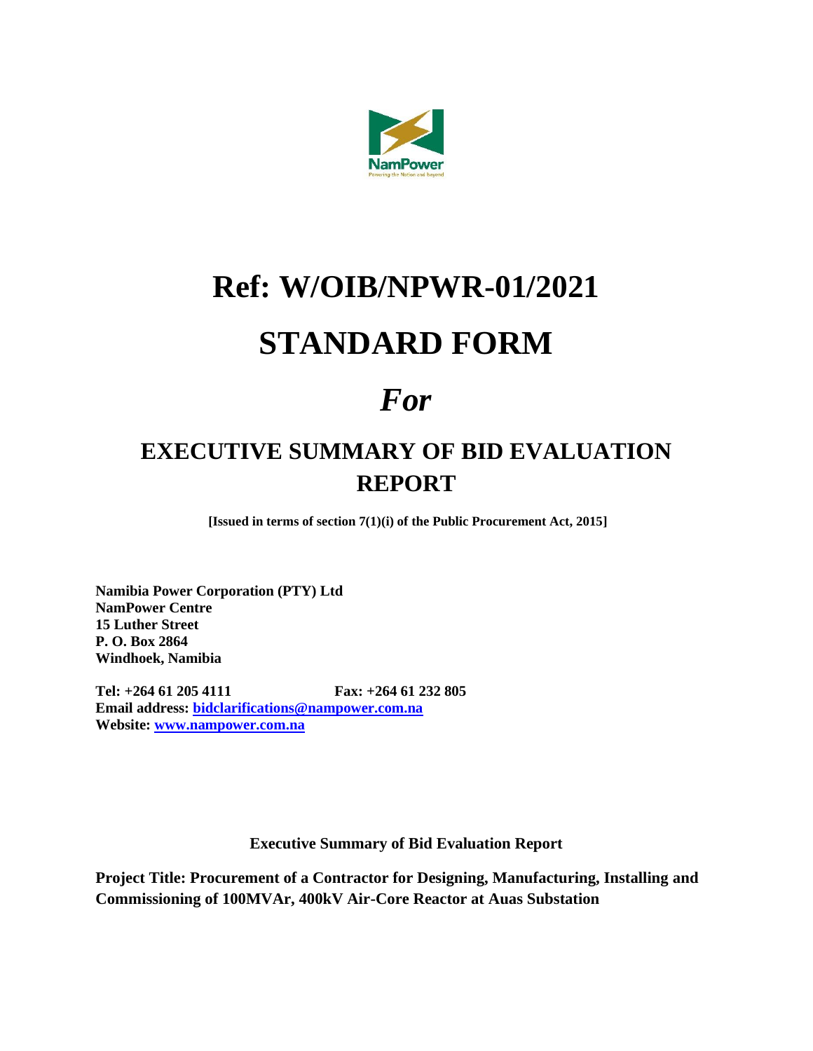# Ref: W/OIB/NPWR-01/2021

# STANDARD FORM

# *For*

## EXECUTIVE SUMMARY OF BID EVALUATION REPORT

**[Issued in terms of section 7(1)(i) of the Public Procurement Act, 2015]**

**Namibia Power Corporation (PTY) Ltd**
**NamPower Centre**
**15 Luther Street**
**P. O. Box 2864**
**Windhoek, Namibia**

**Tel: +264 61 205 4111** **Fax: +264 61 232 805**
**Email address: bidclarifications@nampower.com.na**
**Website: www.nampower.com.na**

**Executive Summary of Bid Evaluation Report**

**Project Title: Procurement of a Contractor for Designing, Manufacturing, Installing and Commissioning of 100MVAr, 400kV Air-Core Reactor at Auas Substation**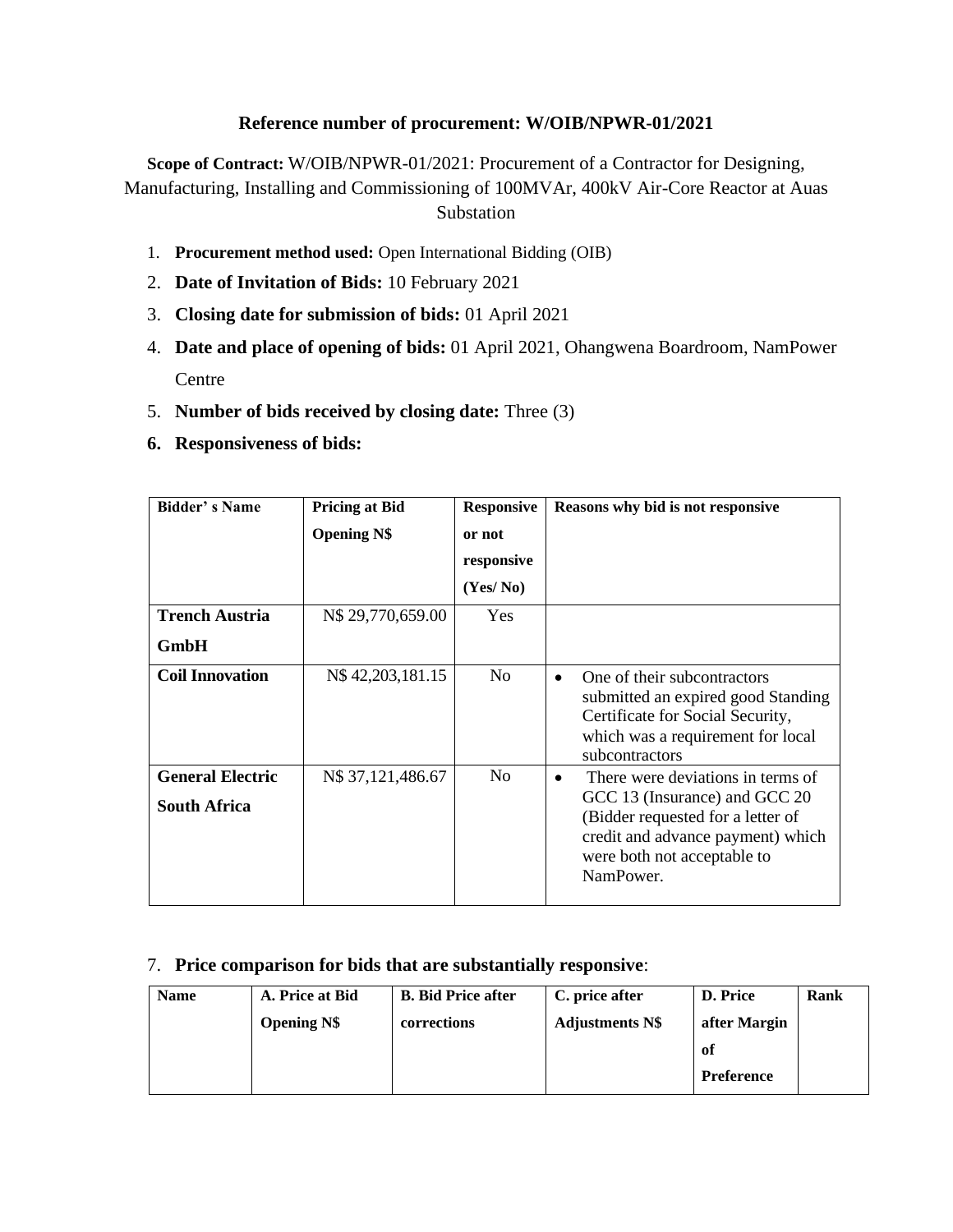**Reference number of procurement: W/OIB/NPWR-01/2021**

**Scope of Contract:** W/OIB/NPWR-01/2021: Procurement of a Contractor for Designing, Manufacturing, Installing and Commissioning of 100MVAr, 400kV Air-Core Reactor at Auas Substation

1. **Procurement method used:** Open International Bidding (OIB)
2. **Date of Invitation of Bids:** 10 February 2021
3. **Closing date for submission of bids:** 01 April 2021
4. **Date and place of opening of bids:** 01 April 2021, Ohangwena Boardroom, NamPower Centre
5. **Number of bids received by closing date:** Three (3)
6. **Responsiveness of bids:**

| Bidder' s Name | Pricing at Bid Opening N$ | Responsive or not responsive (Yes/ No) | Reasons why bid is not responsive |
|---|---|---|---|
| **Trench Austria GmbH** | N$ 29,770,659.00 | Yes | |
| **Coil Innovation** | N$ 42,203,181.15 | No | • One of their subcontractors submitted an expired good Standing Certificate for Social Security, which was a requirement for local subcontractors |
| **General Electric South Africa** | N$ 37,121,486.67 | No | • There were deviations in terms of GCC 13 (Insurance) and GCC 20 (Bidder requested for a letter of credit and advance payment) which were both not acceptable to NamPower. |

7. **Price comparison for bids that are substantially responsive**:

| Name | A. Price at Bid Opening N$ | B. Bid Price after corrections | C. price after Adjustments N$ | D. Price after Margin of Preference | Rank |
|---|---|---|---|---|---|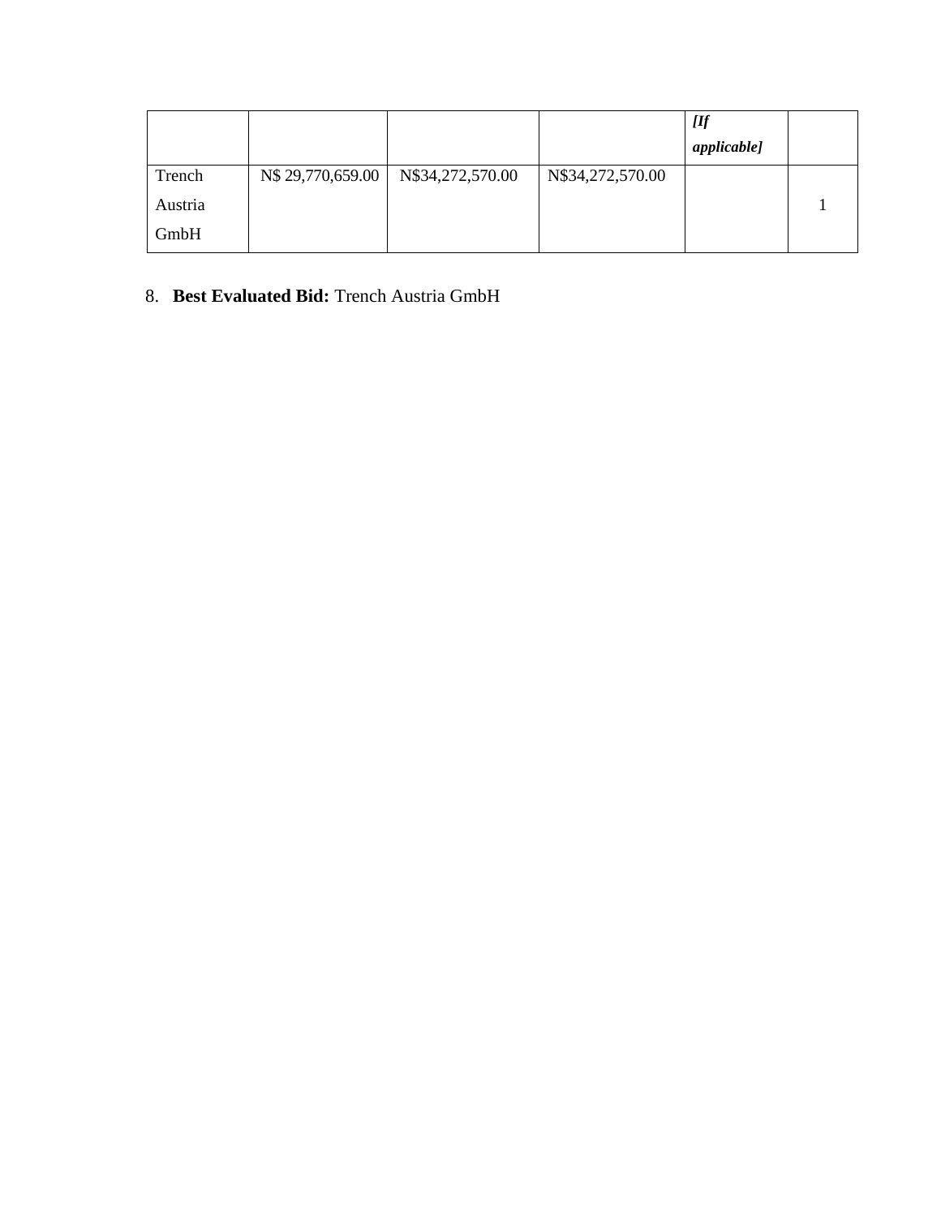| | | | | *[If applicable]* | |
|---|---|---|---|---|---|
| Trench Austria GmbH | N$ 29,770,659.00 | N$34,272,570.00 | N$34,272,570.00 | | 1 |

8. **Best Evaluated Bid:** Trench Austria GmbH